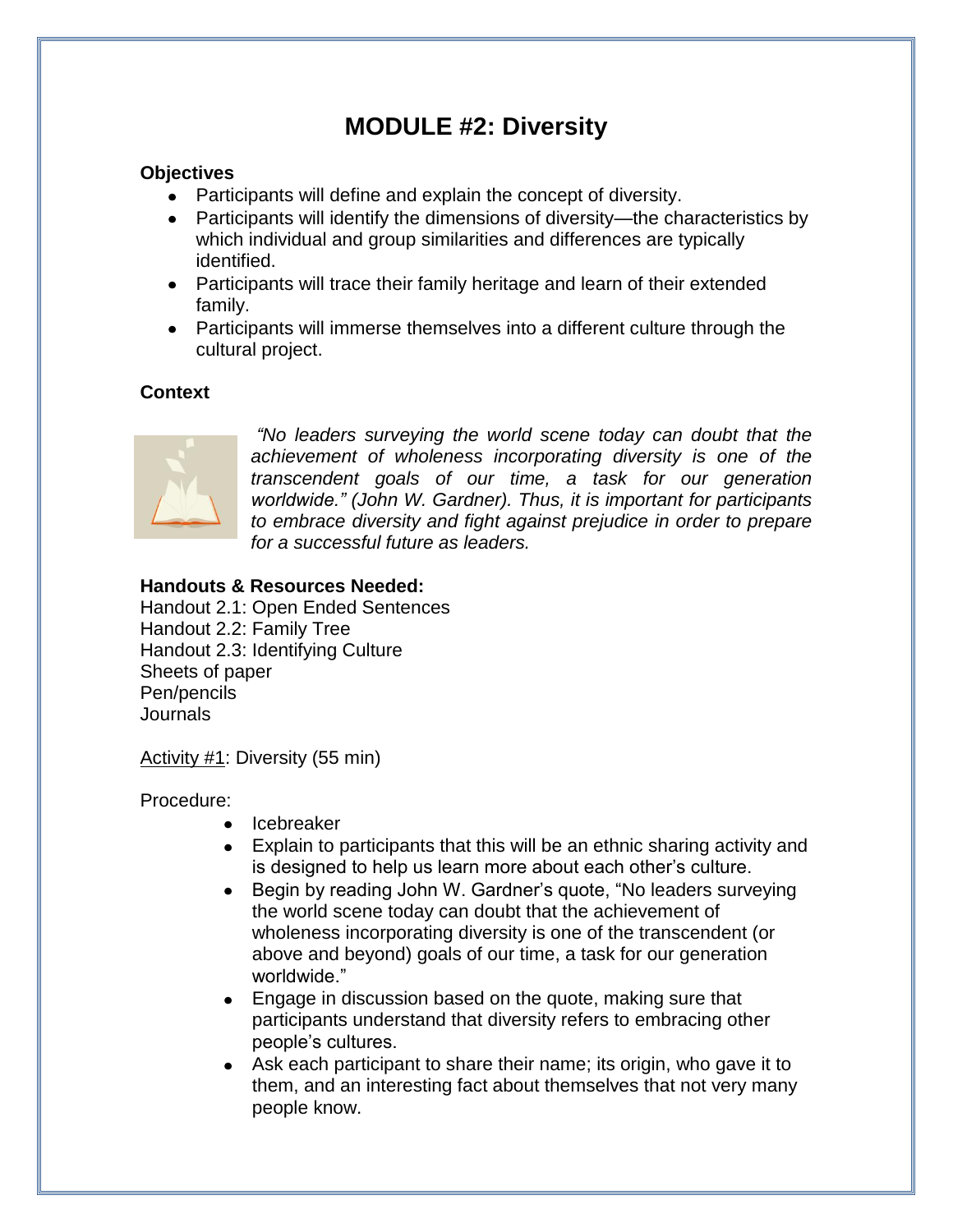# MODULE #2: Diversity

**Objectives**

- Participants will define and explain the concept of diversity.
- Participants will identify the dimensions of diversity—the characteristics by which individual and group similarities and differences are typically identified.
- Participants will trace their family heritage and learn of their extended family.
- Participants will immerse themselves into a different culture through the cultural project.

**Context**

*"No leaders surveying the world scene today can doubt that the achievement of wholeness incorporating diversity is one of the transcendent goals of our time, a task for our generation worldwide." (John W. Gardner). Thus, it is important for participants to embrace diversity and fight against prejudice in order to prepare for a successful future as leaders.*

**Handouts & Resources Needed:**

Handout 2.1: Open Ended Sentences
Handout 2.2: Family Tree
Handout 2.3: Identifying Culture
Sheets of paper
Pen/pencils
Journals

Activity #1: Diversity (55 min)

Procedure:

- Icebreaker
- Explain to participants that this will be an ethnic sharing activity and is designed to help us learn more about each other's culture.
- Begin by reading John W. Gardner's quote, "No leaders surveying the world scene today can doubt that the achievement of wholeness incorporating diversity is one of the transcendent (or above and beyond) goals of our time, a task for our generation worldwide."
- Engage in discussion based on the quote, making sure that participants understand that diversity refers to embracing other people's cultures.
- Ask each participant to share their name; its origin, who gave it to them, and an interesting fact about themselves that not very many people know.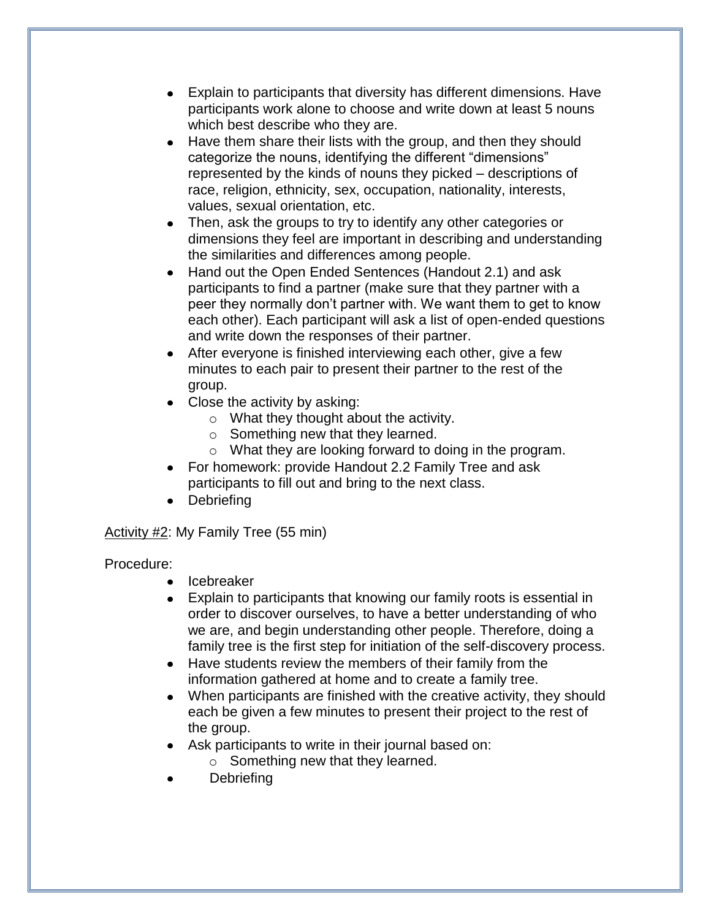- Explain to participants that diversity has different dimensions. Have participants work alone to choose and write down at least 5 nouns which best describe who they are.
- Have them share their lists with the group, and then they should categorize the nouns, identifying the different "dimensions" represented by the kinds of nouns they picked – descriptions of race, religion, ethnicity, sex, occupation, nationality, interests, values, sexual orientation, etc.
- Then, ask the groups to try to identify any other categories or dimensions they feel are important in describing and understanding the similarities and differences among people.
- Hand out the Open Ended Sentences (Handout 2.1) and ask participants to find a partner (make sure that they partner with a peer they normally don't partner with. We want them to get to know each other). Each participant will ask a list of open-ended questions and write down the responses of their partner.
- After everyone is finished interviewing each other, give a few minutes to each pair to present their partner to the rest of the group.
- Close the activity by asking:
  - What they thought about the activity.
  - Something new that they learned.
  - What they are looking forward to doing in the program.
- For homework: provide Handout 2.2 Family Tree and ask participants to fill out and bring to the next class.
- Debriefing

<u>Activity #2</u>: My Family Tree (55 min)

Procedure:

- Icebreaker
- Explain to participants that knowing our family roots is essential in order to discover ourselves, to have a better understanding of who we are, and begin understanding other people. Therefore, doing a family tree is the first step for initiation of the self-discovery process.
- Have students review the members of their family from the information gathered at home and to create a family tree.
- When participants are finished with the creative activity, they should each be given a few minutes to present their project to the rest of the group.
- Ask participants to write in their journal based on:
  - Something new that they learned.
- Debriefing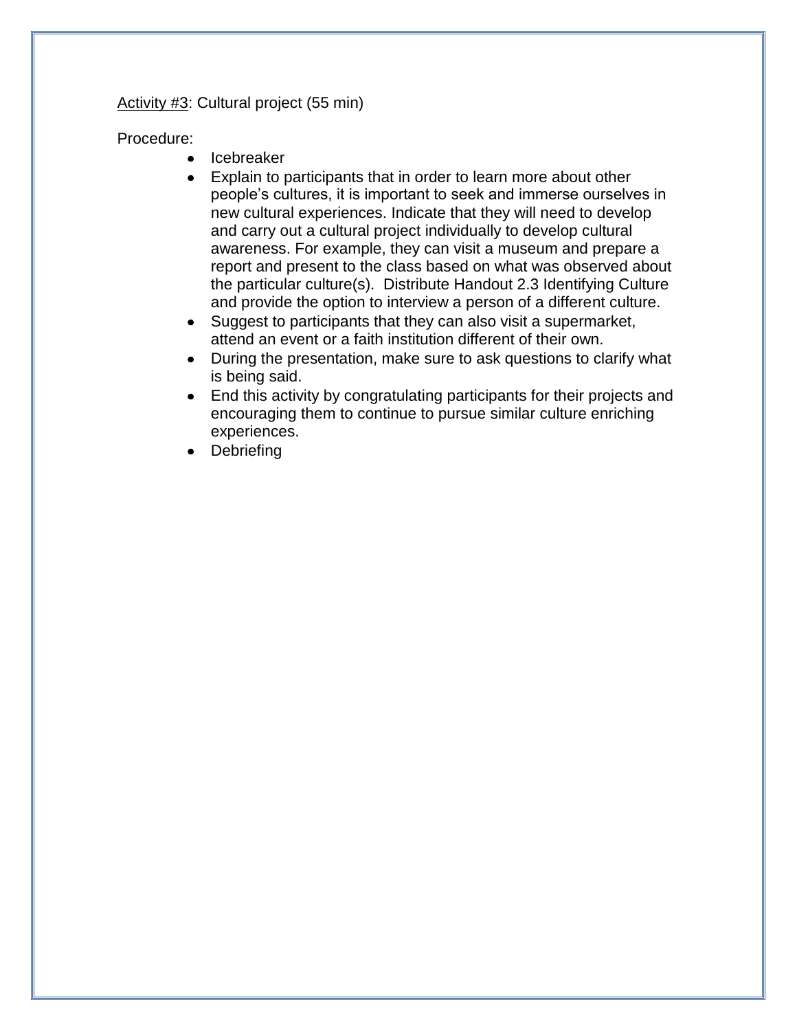Activity #3: Cultural project (55 min)

Procedure:

- Icebreaker
- Explain to participants that in order to learn more about other people's cultures, it is important to seek and immerse ourselves in new cultural experiences. Indicate that they will need to develop and carry out a cultural project individually to develop cultural awareness. For example, they can visit a museum and prepare a report and present to the class based on what was observed about the particular culture(s). Distribute Handout 2.3 Identifying Culture and provide the option to interview a person of a different culture.
- Suggest to participants that they can also visit a supermarket, attend an event or a faith institution different of their own.
- During the presentation, make sure to ask questions to clarify what is being said.
- End this activity by congratulating participants for their projects and encouraging them to continue to pursue similar culture enriching experiences.
- Debriefing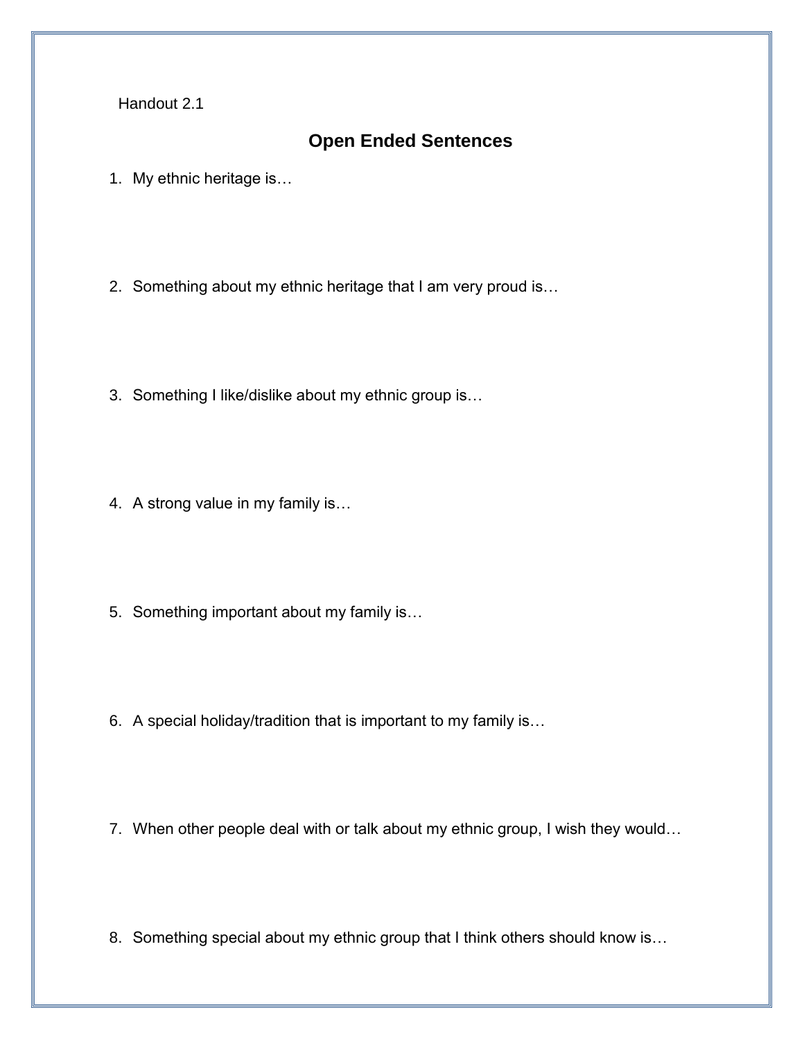Handout 2.1

## Open Ended Sentences

1. My ethnic heritage is…

2. Something about my ethnic heritage that I am very proud is…

3. Something I like/dislike about my ethnic group is…

4. A strong value in my family is…

5. Something important about my family is…

6. A special holiday/tradition that is important to my family is…

7. When other people deal with or talk about my ethnic group, I wish they would…

8. Something special about my ethnic group that I think others should know is…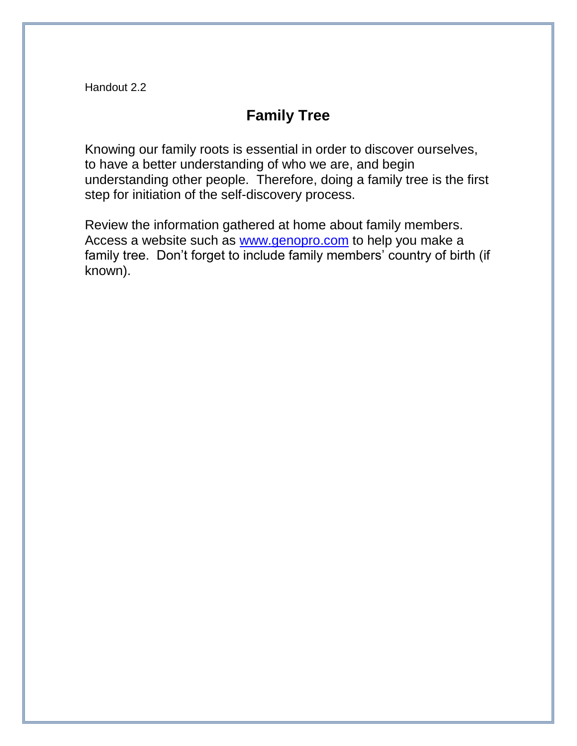Handout 2.2

# Family Tree

Knowing our family roots is essential in order to discover ourselves, to have a better understanding of who we are, and begin understanding other people. Therefore, doing a family tree is the first step for initiation of the self-discovery process.

Review the information gathered at home about family members. Access a website such as [www.genopro.com](http://www.genopro.com) to help you make a family tree. Don't forget to include family members' country of birth (if known).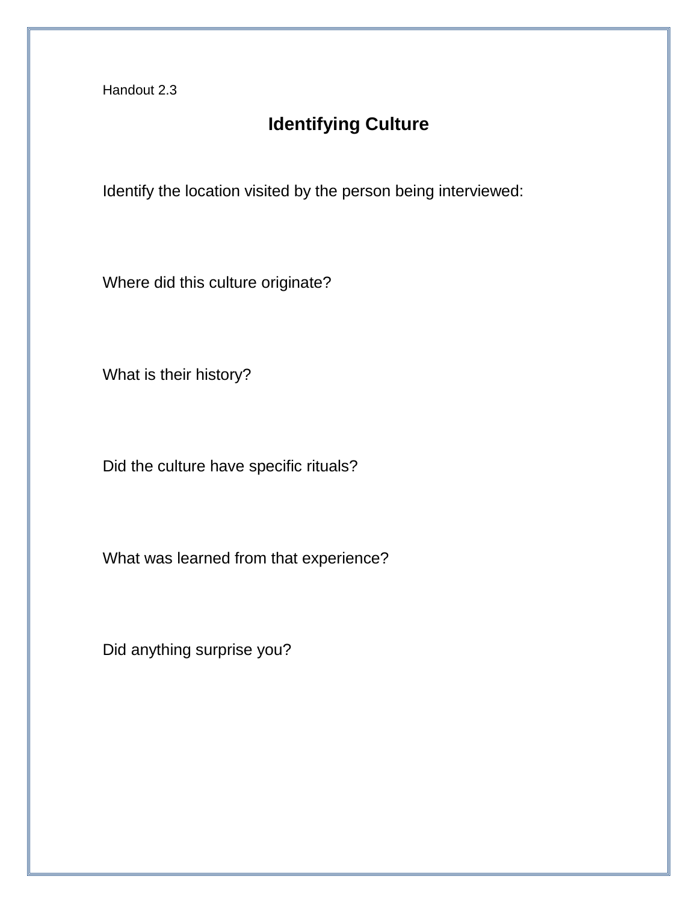Handout 2.3

# Identifying Culture

Identify the location visited by the person being interviewed:

Where did this culture originate?

What is their history?

Did the culture have specific rituals?

What was learned from that experience?

Did anything surprise you?